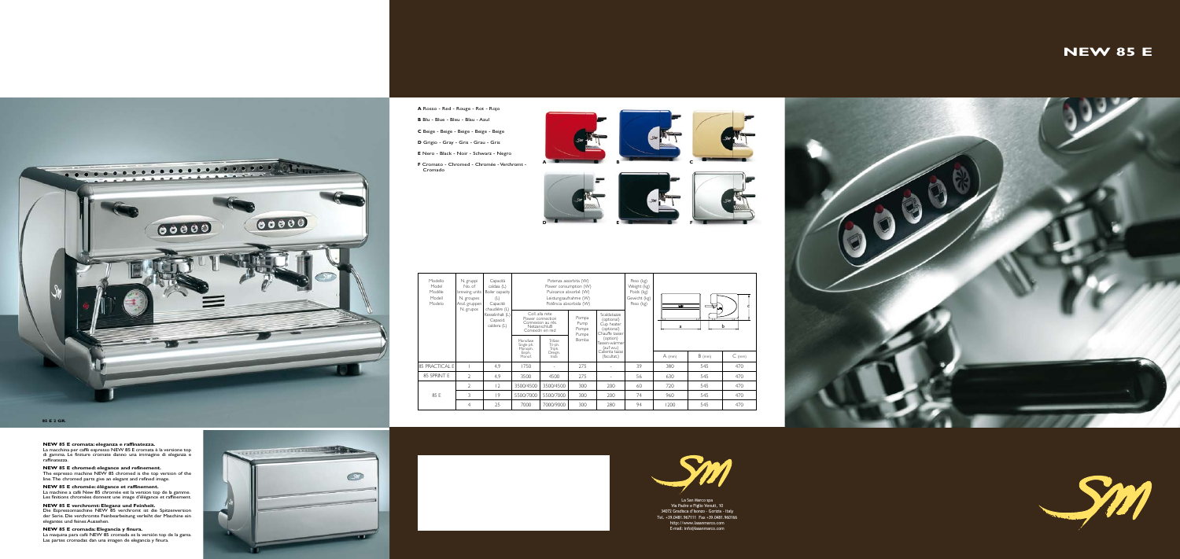# NEW 85 E

**85 E 2 GR.**

**NEW 85 E cromata: eleganza e raffinatezza.**
La macchina per caffè espresso NEW 85 E cromata è la versione top di gamma. Le finiture cromate danno una immagine di eleganza e raffinatezza.

**NEW 85 E chromed: elegance and refinement.**
The espresso machine NEW 85 chromed is the top version of the line. The chromed parts give an elegant and refined image.

**NEW 85 E chromée: élégance et raffinement.**
La machine à café New 85 chromée est la version top de la gamme. Les finitions chromées donnent une image d'élégance et raffinement.

**NEW 85 E verchromt: Eleganz und Feinheit.**
Die Espressomaschine NEW 85 verchromt ist die Spitzenversion der Serie. Die verchromte Feinbearbeitung verleiht der Maschine ein elegantes und feines Aussehen.

**NEW 85 E cromada: Elegancia y finura.**
La maquina para café NEW 85 cromada es la versión top de la gama. Las partes cromadas dan una imagen de elegancia y finura.

**A** Rosso - Red - Rouge - Rot - Rojo

**B** Blu - Blue - Bleu - Blau - Azul

**C** Beige - Beige - Beige - Beige - Beige

**D** Grigio - Gray - Gris - Grau - Gris

**E** Nero - Black - Noir - Schwarz - Negro

**F** Cromato - Chromed - Chromée - Verchromt - Cromado

| Modello / Model / Modèle / Modell / Modelo | N. gruppi / No. of brewing units / N. groupes / Anz. gruppen / N. grupos | Capacità caldaia (L) / Boiler capacity (L) / Capacité chaudière (L) / Kesselinhalt (L) / Capacid. caldera (L) | Potenza assorbita (W) / Power consumption (W) / Puissance absorbé (W) / Leistungsaufnahme (W) / Potência absorbida (W) | | | | Peso (kg) / Weight (kg) / Poids (kg) / Gewicht (kg) / Peso (kg) | | | |
|---|---|---|---|---|---|---|---|---|---|---|
| | | | Coll. alla rete / Power connection / Connexion au rés. / Netzanschluß / Conexión en red | | Pompa / Pump / Pompe / Pumpe / Bomba | Scaldatazze (optional) / Cup heater (optional) / Chauffe tasses (option) / Tassen-wärmer (auf wu.) / Calienta tazas (facultat.) | | | | |
| | | | Monofase / Single ph. / Monoph. / Einph. / Monof. | Trifase / Tri-ph. / Triph. / Dreiph. / Trif. | | | | A (mm) | B (mm) | C (mm) |
| 85 PRACTICAL E | 1 | 4,9 | 1750 | - | 275 | - | 39 | 380 | 545 | 470 |
| 85 SPRINT E | 2 | 4,9 | 3500 | 4500 | 275 | - | 56 | 630 | 545 | 470 |
| 85 E | 2 | 12 | 3500/4500 | 3500/4500 | 300 | 200 | 60 | 720 | 545 | 470 |
| | 3 | 19 | 5500/7000 | 5500/7000 | 300 | 280 | 74 | 960 | 545 | 470 |
| | 4 | 25 | 7000 | 7000/9000 | 300 | 280 | 94 | 1200 | 545 | 470 |

La San Marco spa
Via Padre e Figlio Venuti, 10
34072 Gradisca d'Isonzo - Gorizia - Italy
Tel. +39.0481.967111 Fax +39.0481.960166
http://www.lasanmarco.com
E-mail: info@lasanmarco.com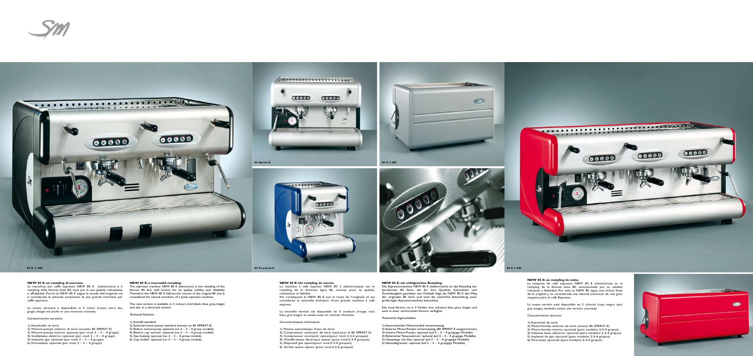85 E 2 GR.

85 Sprint E

85 E 2 GR.

85 Practical E

85 E 3 GR.

**NEW 85 E: un restyling di successo.**
La macchina per caffè espresso NEW 85 E (elettronica) è il restyling della famosa linea 85, nota per la sua qualità, robustezza e affidabilità. Perciò la NEW 85 E segue la strada dell'originale ed è considerata la naturale evoluzione di una grande macchina per caffè espresso.

La nuova versione è disponibile in 5 colori (rosso, nero, blu, grigio, beige) ed anche in una versione cromata.

Caratteristiche tecniche:

1) Autolivello: di serie
2) Motore-pompa esterno: di serie (eccetto 85 SPRINT E)
3) Motore-pompa interno: optional (per mod. 2 – 3 – 4 gruppi)
4) Scaldatazze elettrico: optional (per mod. 2 – 3 – 4 gruppi)
5) Impianto gas: optional (per mod. 2 – 3 – 4 gruppi)
6) Fermatazze: optional (per mod. 2 – 3 – 4 gruppi)

**NEW 85 E: a successful restyling.**
The espresso machine NEW 85 E (electronic) is the restyling of the famous 85 line, well known for its quality, solidity and reliability. Therefore the NEW 85 E follows the course of the original 85 and is considered the natural evolution of a great espresso machine.

The new version is available in 5 colours (red, black, blue, grey, beige) and also in a chromed version.

Technical features:

1) Autofill: standard
2) External motor-pump: standard (except on 85 SPRINT E)
3) Built-in motor-pump: optional (on 2 – 3 – 4 group models)
4) Electric cup warmer: optional (on 2 – 3 – 4 group models)
5) Gas heating: optional (on 2 – 3 – 4 group models)
6) Cup holder: optional (on 2 – 3 – 4 group models)

**NEW 85 E: Un restyling de succès.**
La machine à café express NEW 85 S (électronique) est le restyling de la fameuse ligne 85, connue pour sa qualité, robustesse et fiabilité.
Par conséquent la NEW 85 E suit la route de l'originale et est considérée la naturelle évolution d'une grande machine à café express.

La nouvelle version est disponible en 5 couleurs (rouge, noir, bleu, gris, beige) et existe aussi en version chromée.

Caractéristiques techniques:

1) Niveau automatique d'eau: de série
2) Compresseur extérieur: de série (sauf pour la 85 SPRINT E)
3) Compresseur incorporé: option(pour mod. 2-3-4 groupes)
4) Chauffe-tasses électrique: option (pour mod.2-3-4 groupes)
5) Dispositif gaz: option(pour mod.2-3-4 groupes)
6) Arrête tasses: option (pour mod.2-3-4 groupes)

**NEW 85 E: ein erfolgreiches Restyling.**
Die Espressomaschine NEW 85 E (elektronisch) ist das Restyling der berühmten 85 Serie, die für ihre Qualität, Robustheit und Zuverlässigkeit geschätzt war. Deshalb folgt die NEW 85 E den Weg der originalen 85 Serie und wird die natürliche Entwicklung einer großartigen Espressomaschine betrachtet.

Die neue Version ist in 5 Farben (rot, schwarz, blau, grau, beige) und auch in einer verchromten Version verfügbar.

Technische Eigenschaften:

1) Automatischer Wasserzulauf: serienmaessig
2) Externe Motor-Pumpe: serienmaessig (85 SPRINT E ausgenommen)
3) Interne Motor-Pumpe: optional (auf 2 – 3 – 4 gruppige Modelle)
4) Elektrischer Tassenwärmer: optional (auf 2 – 3 – 4 gruppige Modelle)
5) Heizanlage mit Gas: optional (auf 2 – 3 – 4 gruppige Modelle)
6) Tassenabgrenzer: optional (auf 2 – 3 – 4 gruppige Modelle)

**NEW 85 E: un restyling de éxito.**
La maquina de café espresso NEW 85 E (electrónica) es el restyling de la famosa línea 85, caracterizada por su calidad, robustez y fiabilidad. Por esto la NEW 85 E sigue una misma línea de la original y es considerada una natural evolución de una gran maquina para el café Espresso.

La nueva versión está disponible en 5 colores (rojo, negro, azul, gris, beige), también existe una versión cromada.

Características técnicas:

1) Autonivel: de serie
2) Motor-bomba externa: de serie (menos 85 SPRINT E)
3) Motor-bomba interna: opcional (para modelos 2-3-4 grupos)
4) Calienta tazas eléctrico: opcional (para modelos 2-3-4 grupos)
5) Implante de gas: opcional (para modelos 2-3-4 grupos)
6) Para-tazas: opcional (para modelos 2-3-4 grupos)